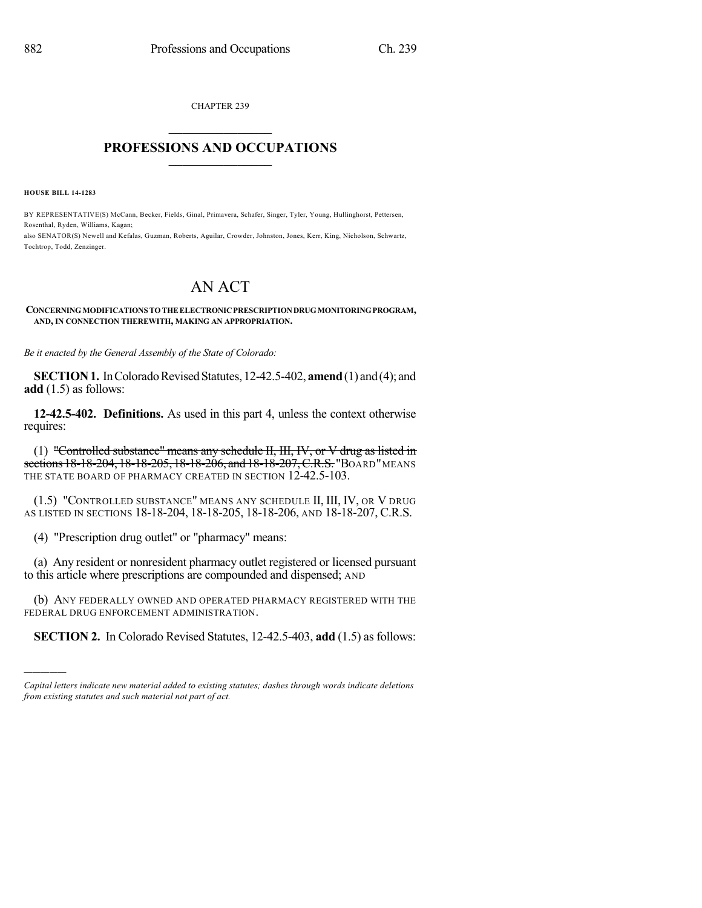CHAPTER 239

# PROFESSIONS AND OCCUPATIONS

**HOUSE BILL 14-1283**

BY REPRESENTATIVE(S) McCann, Becker, Fields, Ginal, Primavera, Schafer, Singer, Tyler, Young, Hullinghorst, Pettersen, Rosenthal, Ryden, Williams, Kagan;
also SENATOR(S) Newell and Kefalas, Guzman, Roberts, Aguilar, Crowder, Johnston, Jones, Kerr, King, Nicholson, Schwartz, Tochtrop, Todd, Zenzinger.

# AN ACT

**CONCERNING MODIFICATIONS TO THE ELECTRONIC PRESCRIPTION DRUG MONITORING PROGRAM, AND, IN CONNECTION THEREWITH, MAKING AN APPROPRIATION.**

*Be it enacted by the General Assembly of the State of Colorado:*

**SECTION 1.** In Colorado Revised Statutes, 12-42.5-402, **amend** (1) and (4); and **add** (1.5) as follows:

**12-42.5-402. Definitions.** As used in this part 4, unless the context otherwise requires:

(1) ~~"Controlled substance" means any schedule II, III, IV, or V drug as listed in sections 18-18-204, 18-18-205, 18-18-206, and 18-18-207, C.R.S.~~ "BOARD" MEANS THE STATE BOARD OF PHARMACY CREATED IN SECTION 12-42.5-103.

(1.5) "CONTROLLED SUBSTANCE" MEANS ANY SCHEDULE II, III, IV, OR V DRUG AS LISTED IN SECTIONS 18-18-204, 18-18-205, 18-18-206, AND 18-18-207, C.R.S.

(4) "Prescription drug outlet" or "pharmacy" means:

(a) Any resident or nonresident pharmacy outlet registered or licensed pursuant to this article where prescriptions are compounded and dispensed; AND

(b) ANY FEDERALLY OWNED AND OPERATED PHARMACY REGISTERED WITH THE FEDERAL DRUG ENFORCEMENT ADMINISTRATION.

**SECTION 2.** In Colorado Revised Statutes, 12-42.5-403, **add** (1.5) as follows:

---

*Capital letters indicate new material added to existing statutes; dashes through words indicate deletions from existing statutes and such material not part of act.*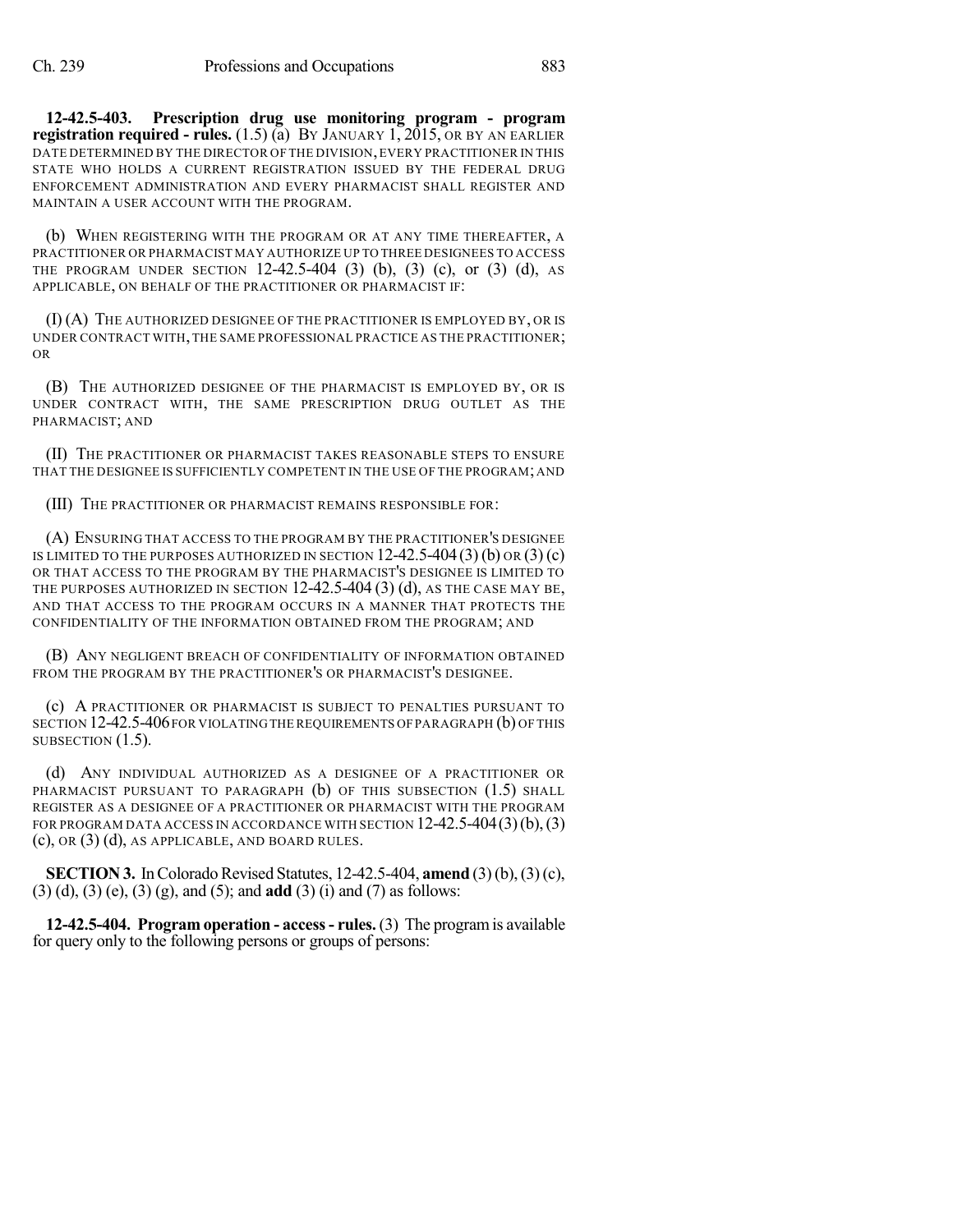**12-42.5-403. Prescription drug use monitoring program - program registration required - rules.** (1.5) (a) BY JANUARY 1, 2015, OR BY AN EARLIER DATE DETERMINED BY THE DIRECTOR OF THE DIVISION, EVERY PRACTITIONER IN THIS STATE WHO HOLDS A CURRENT REGISTRATION ISSUED BY THE FEDERAL DRUG ENFORCEMENT ADMINISTRATION AND EVERY PHARMACIST SHALL REGISTER AND MAINTAIN A USER ACCOUNT WITH THE PROGRAM.

(b) WHEN REGISTERING WITH THE PROGRAM OR AT ANY TIME THEREAFTER, A PRACTITIONER OR PHARMACIST MAY AUTHORIZE UP TO THREE DESIGNEES TO ACCESS THE PROGRAM UNDER SECTION 12-42.5-404 (3) (b), (3) (c), or (3) (d), AS APPLICABLE, ON BEHALF OF THE PRACTITIONER OR PHARMACIST IF:

(I) (A) THE AUTHORIZED DESIGNEE OF THE PRACTITIONER IS EMPLOYED BY, OR IS UNDER CONTRACT WITH, THE SAME PROFESSIONAL PRACTICE AS THE PRACTITIONER; OR

(B) THE AUTHORIZED DESIGNEE OF THE PHARMACIST IS EMPLOYED BY, OR IS UNDER CONTRACT WITH, THE SAME PRESCRIPTION DRUG OUTLET AS THE PHARMACIST; AND

(II) THE PRACTITIONER OR PHARMACIST TAKES REASONABLE STEPS TO ENSURE THAT THE DESIGNEE IS SUFFICIENTLY COMPETENT IN THE USE OF THE PROGRAM; AND

(III) THE PRACTITIONER OR PHARMACIST REMAINS RESPONSIBLE FOR:

(A) ENSURING THAT ACCESS TO THE PROGRAM BY THE PRACTITIONER'S DESIGNEE IS LIMITED TO THE PURPOSES AUTHORIZED IN SECTION 12-42.5-404 (3) (b) OR (3) (c) OR THAT ACCESS TO THE PROGRAM BY THE PHARMACIST'S DESIGNEE IS LIMITED TO THE PURPOSES AUTHORIZED IN SECTION 12-42.5-404 (3) (d), AS THE CASE MAY BE, AND THAT ACCESS TO THE PROGRAM OCCURS IN A MANNER THAT PROTECTS THE CONFIDENTIALITY OF THE INFORMATION OBTAINED FROM THE PROGRAM; AND

(B) ANY NEGLIGENT BREACH OF CONFIDENTIALITY OF INFORMATION OBTAINED FROM THE PROGRAM BY THE PRACTITIONER'S OR PHARMACIST'S DESIGNEE.

(c) A PRACTITIONER OR PHARMACIST IS SUBJECT TO PENALTIES PURSUANT TO SECTION 12-42.5-406 FOR VIOLATING THE REQUIREMENTS OF PARAGRAPH (b) OF THIS SUBSECTION (1.5).

(d) ANY INDIVIDUAL AUTHORIZED AS A DESIGNEE OF A PRACTITIONER OR PHARMACIST PURSUANT TO PARAGRAPH (b) OF THIS SUBSECTION (1.5) SHALL REGISTER AS A DESIGNEE OF A PRACTITIONER OR PHARMACIST WITH THE PROGRAM FOR PROGRAM DATA ACCESS IN ACCORDANCE WITH SECTION 12-42.5-404 (3) (b), (3) (c), OR (3) (d), AS APPLICABLE, AND BOARD RULES.

**SECTION 3.** In Colorado Revised Statutes, 12-42.5-404, **amend** (3) (b), (3) (c), (3) (d), (3) (e), (3) (g), and (5); and **add** (3) (i) and (7) as follows:

**12-42.5-404. Program operation - access - rules.** (3) The program is available for query only to the following persons or groups of persons: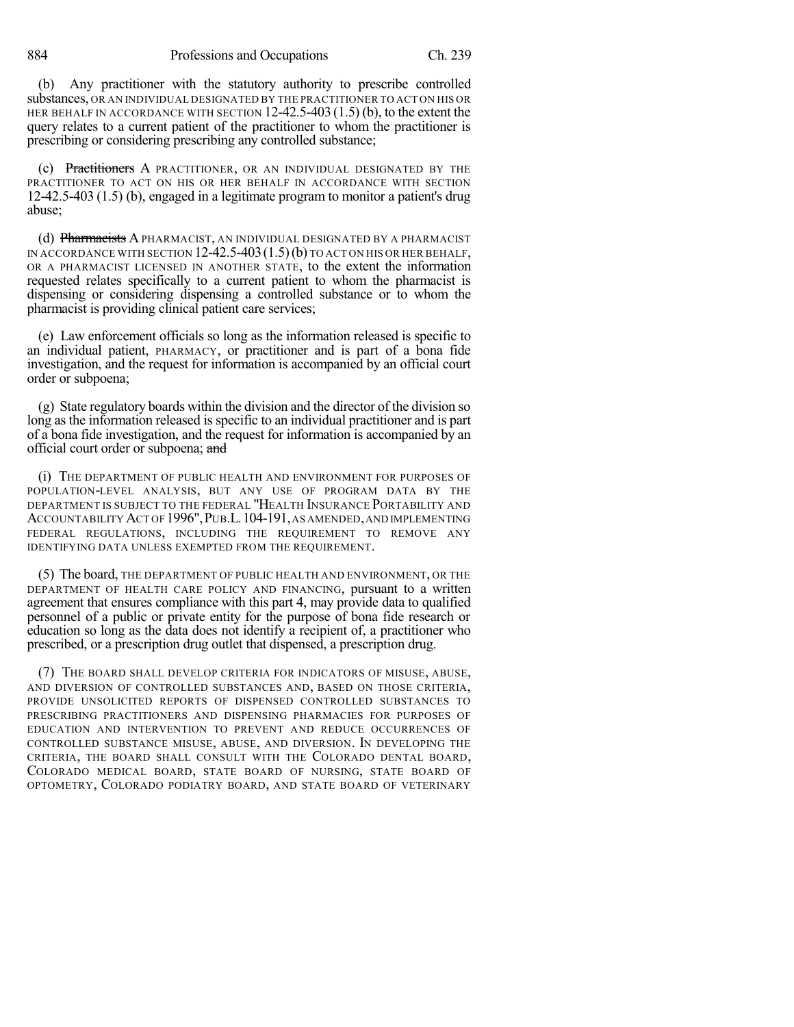(b) Any practitioner with the statutory authority to prescribe controlled substances, OR AN INDIVIDUAL DESIGNATED BY THE PRACTITIONER TO ACT ON HIS OR HER BEHALF IN ACCORDANCE WITH SECTION 12-42.5-403 (1.5) (b), to the extent the query relates to a current patient of the practitioner to whom the practitioner is prescribing or considering prescribing any controlled substance;

(c) ~~Practitioners~~ A PRACTITIONER, OR AN INDIVIDUAL DESIGNATED BY THE PRACTITIONER TO ACT ON HIS OR HER BEHALF IN ACCORDANCE WITH SECTION 12-42.5-403 (1.5) (b), engaged in a legitimate program to monitor a patient's drug abuse;

(d) ~~Pharmacists~~ A PHARMACIST, AN INDIVIDUAL DESIGNATED BY A PHARMACIST IN ACCORDANCE WITH SECTION 12-42.5-403 (1.5) (b) TO ACT ON HIS OR HER BEHALF, OR A PHARMACIST LICENSED IN ANOTHER STATE, to the extent the information requested relates specifically to a current patient to whom the pharmacist is dispensing or considering dispensing a controlled substance or to whom the pharmacist is providing clinical patient care services;

(e) Law enforcement officials so long as the information released is specific to an individual patient, PHARMACY, or practitioner and is part of a bona fide investigation, and the request for information is accompanied by an official court order or subpoena;

(g) State regulatory boards within the division and the director of the division so long as the information released is specific to an individual practitioner and is part of a bona fide investigation, and the request for information is accompanied by an official court order or subpoena; ~~and~~

(i) THE DEPARTMENT OF PUBLIC HEALTH AND ENVIRONMENT FOR PURPOSES OF POPULATION-LEVEL ANALYSIS, BUT ANY USE OF PROGRAM DATA BY THE DEPARTMENT IS SUBJECT TO THE FEDERAL "HEALTH INSURANCE PORTABILITY AND ACCOUNTABILITY ACT OF 1996", PUB.L. 104-191, AS AMENDED, AND IMPLEMENTING FEDERAL REGULATIONS, INCLUDING THE REQUIREMENT TO REMOVE ANY IDENTIFYING DATA UNLESS EXEMPTED FROM THE REQUIREMENT.

(5) The board, THE DEPARTMENT OF PUBLIC HEALTH AND ENVIRONMENT, OR THE DEPARTMENT OF HEALTH CARE POLICY AND FINANCING, pursuant to a written agreement that ensures compliance with this part 4, may provide data to qualified personnel of a public or private entity for the purpose of bona fide research or education so long as the data does not identify a recipient of, a practitioner who prescribed, or a prescription drug outlet that dispensed, a prescription drug.

(7) THE BOARD SHALL DEVELOP CRITERIA FOR INDICATORS OF MISUSE, ABUSE, AND DIVERSION OF CONTROLLED SUBSTANCES AND, BASED ON THOSE CRITERIA, PROVIDE UNSOLICITED REPORTS OF DISPENSED CONTROLLED SUBSTANCES TO PRESCRIBING PRACTITIONERS AND DISPENSING PHARMACIES FOR PURPOSES OF EDUCATION AND INTERVENTION TO PREVENT AND REDUCE OCCURRENCES OF CONTROLLED SUBSTANCE MISUSE, ABUSE, AND DIVERSION. IN DEVELOPING THE CRITERIA, THE BOARD SHALL CONSULT WITH THE COLORADO DENTAL BOARD, COLORADO MEDICAL BOARD, STATE BOARD OF NURSING, STATE BOARD OF OPTOMETRY, COLORADO PODIATRY BOARD, AND STATE BOARD OF VETERINARY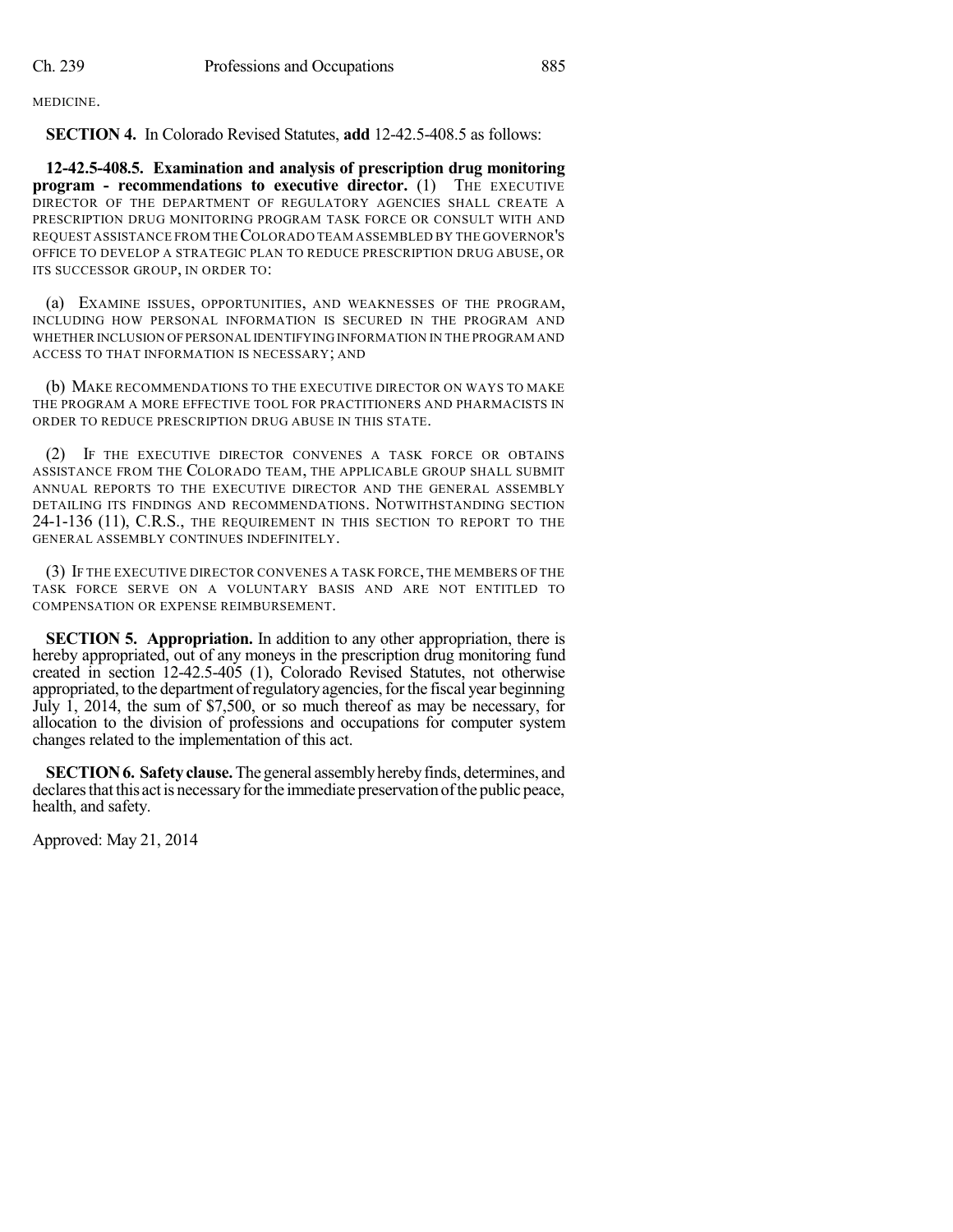MEDICINE.

**SECTION 4.** In Colorado Revised Statutes, **add** 12-42.5-408.5 as follows:

**12-42.5-408.5. Examination and analysis of prescription drug monitoring program - recommendations to executive director.** (1) THE EXECUTIVE DIRECTOR OF THE DEPARTMENT OF REGULATORY AGENCIES SHALL CREATE A PRESCRIPTION DRUG MONITORING PROGRAM TASK FORCE OR CONSULT WITH AND REQUEST ASSISTANCE FROM THE COLORADO TEAM ASSEMBLED BY THE GOVERNOR'S OFFICE TO DEVELOP A STRATEGIC PLAN TO REDUCE PRESCRIPTION DRUG ABUSE, OR ITS SUCCESSOR GROUP, IN ORDER TO:

(a) EXAMINE ISSUES, OPPORTUNITIES, AND WEAKNESSES OF THE PROGRAM, INCLUDING HOW PERSONAL INFORMATION IS SECURED IN THE PROGRAM AND WHETHER INCLUSION OF PERSONAL IDENTIFYING INFORMATION IN THE PROGRAM AND ACCESS TO THAT INFORMATION IS NECESSARY; AND

(b) MAKE RECOMMENDATIONS TO THE EXECUTIVE DIRECTOR ON WAYS TO MAKE THE PROGRAM A MORE EFFECTIVE TOOL FOR PRACTITIONERS AND PHARMACISTS IN ORDER TO REDUCE PRESCRIPTION DRUG ABUSE IN THIS STATE.

(2) IF THE EXECUTIVE DIRECTOR CONVENES A TASK FORCE OR OBTAINS ASSISTANCE FROM THE COLORADO TEAM, THE APPLICABLE GROUP SHALL SUBMIT ANNUAL REPORTS TO THE EXECUTIVE DIRECTOR AND THE GENERAL ASSEMBLY DETAILING ITS FINDINGS AND RECOMMENDATIONS. NOTWITHSTANDING SECTION 24-1-136 (11), C.R.S., THE REQUIREMENT IN THIS SECTION TO REPORT TO THE GENERAL ASSEMBLY CONTINUES INDEFINITELY.

(3) IF THE EXECUTIVE DIRECTOR CONVENES A TASK FORCE, THE MEMBERS OF THE TASK FORCE SERVE ON A VOLUNTARY BASIS AND ARE NOT ENTITLED TO COMPENSATION OR EXPENSE REIMBURSEMENT.

**SECTION 5. Appropriation.** In addition to any other appropriation, there is hereby appropriated, out of any moneys in the prescription drug monitoring fund created in section 12-42.5-405 (1), Colorado Revised Statutes, not otherwise appropriated, to the department of regulatory agencies, for the fiscal year beginning July 1, 2014, the sum of $7,500, or so much thereof as may be necessary, for allocation to the division of professions and occupations for computer system changes related to the implementation of this act.

**SECTION 6. Safety clause.** The general assembly hereby finds, determines, and declares that this act is necessary for the immediate preservation of the public peace, health, and safety.

Approved: May 21, 2014